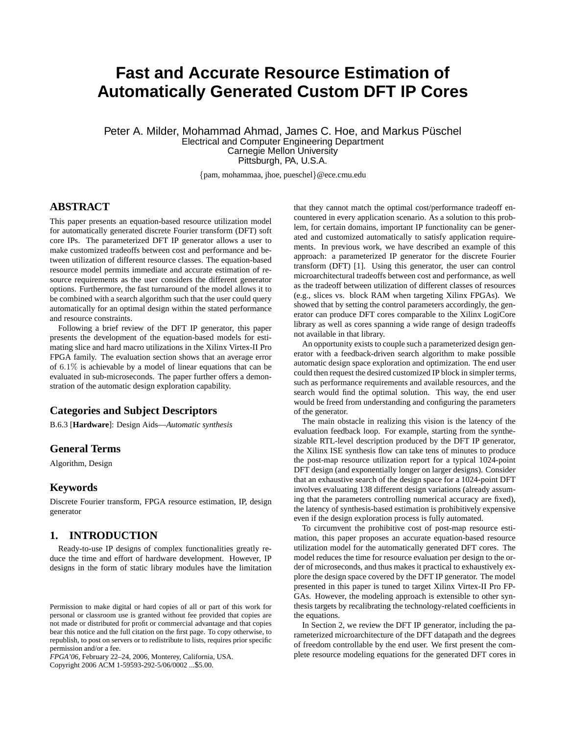# Fast and Accurate Resource Estimation of Automatically Generated Custom DFT IP Cores

Peter A. Milder, Mohammad Ahmad, James C. Hoe, and Markus Püschel
Electrical and Computer Engineering Department
Carnegie Mellon University
Pittsburgh, PA, U.S.A.

{pam, mohammaa, jhoe, pueschel}@ece.cmu.edu

## ABSTRACT

This paper presents an equation-based resource utilization model for automatically generated discrete Fourier transform (DFT) soft core IPs. The parameterized DFT IP generator allows a user to make customized tradeoffs between cost and performance and between utilization of different resource classes. The equation-based resource model permits immediate and accurate estimation of resource requirements as the user considers the different generator options. Furthermore, the fast turnaround of the model allows it to be combined with a search algorithm such that the user could query automatically for an optimal design within the stated performance and resource constraints.

Following a brief review of the DFT IP generator, this paper presents the development of the equation-based models for estimating slice and hard macro utilizations in the Xilinx Virtex-II Pro FPGA family. The evaluation section shows that an average error of $6.1\%$ is achievable by a model of linear equations that can be evaluated in sub-microseconds. The paper further offers a demonstration of the automatic design exploration capability.

## Categories and Subject Descriptors

B.6.3 [**Hardware**]: Design Aids—*Automatic synthesis*

## General Terms

Algorithm, Design

## Keywords

Discrete Fourier transform, FPGA resource estimation, IP, design generator

## 1. INTRODUCTION

Ready-to-use IP designs of complex functionalities greatly reduce the time and effort of hardware development. However, IP designs in the form of static library modules have the limitation that they cannot match the optimal cost/performance tradeoff encountered in every application scenario. As a solution to this problem, for certain domains, important IP functionality can be generated and customized automatically to satisfy application requirements. In previous work, we have described an example of this approach: a parameterized IP generator for the discrete Fourier transform (DFT) [1]. Using this generator, the user can control microarchitectural tradeoffs between cost and performance, as well as the tradeoff between utilization of different classes of resources (e.g., slices vs. block RAM when targeting Xilinx FPGAs). We showed that by setting the control parameters accordingly, the generator can produce DFT cores comparable to the Xilinx LogiCore library as well as cores spanning a wide range of design tradeoffs not available in that library.

An opportunity exists to couple such a parameterized design generator with a feedback-driven search algorithm to make possible automatic design space exploration and optimization. The end user could then request the desired customized IP block in simpler terms, such as performance requirements and available resources, and the search would find the optimal solution. This way, the end user would be freed from understanding and configuring the parameters of the generator.

The main obstacle in realizing this vision is the latency of the evaluation feedback loop. For example, starting from the synthesizable RTL-level description produced by the DFT IP generator, the Xilinx ISE synthesis flow can take tens of minutes to produce the post-map resource utilization report for a typical 1024-point DFT design (and exponentially longer on larger designs). Consider that an exhaustive search of the design space for a 1024-point DFT involves evaluating 138 different design variations (already assuming that the parameters controlling numerical accuracy are fixed), the latency of synthesis-based estimation is prohibitively expensive even if the design exploration process is fully automated.

To circumvent the prohibitive cost of post-map resource estimation, this paper proposes an accurate equation-based resource utilization model for the automatically generated DFT cores. The model reduces the time for resource evaluation per design to the order of microseconds, and thus makes it practical to exhaustively explore the design space covered by the DFT IP generator. The model presented in this paper is tuned to target Xilinx Virtex-II Pro FPGAs. However, the modeling approach is extensible to other synthesis targets by recalibrating the technology-related coefficients in the equations.

In Section 2, we review the DFT IP generator, including the parameterized microarchitecture of the DFT datapath and the degrees of freedom controllable by the end user. We first present the complete resource modeling equations for the generated DFT cores in

Permission to make digital or hard copies of all or part of this work for personal or classroom use is granted without fee provided that copies are not made or distributed for profit or commercial advantage and that copies bear this notice and the full citation on the first page. To copy otherwise, to republish, to post on servers or to redistribute to lists, requires prior specific permission and/or a fee.
*FPGA'06*, February 22–24, 2006, Monterey, California, USA.
Copyright 2006 ACM 1-59593-292-5/06/0002 ...$5.00.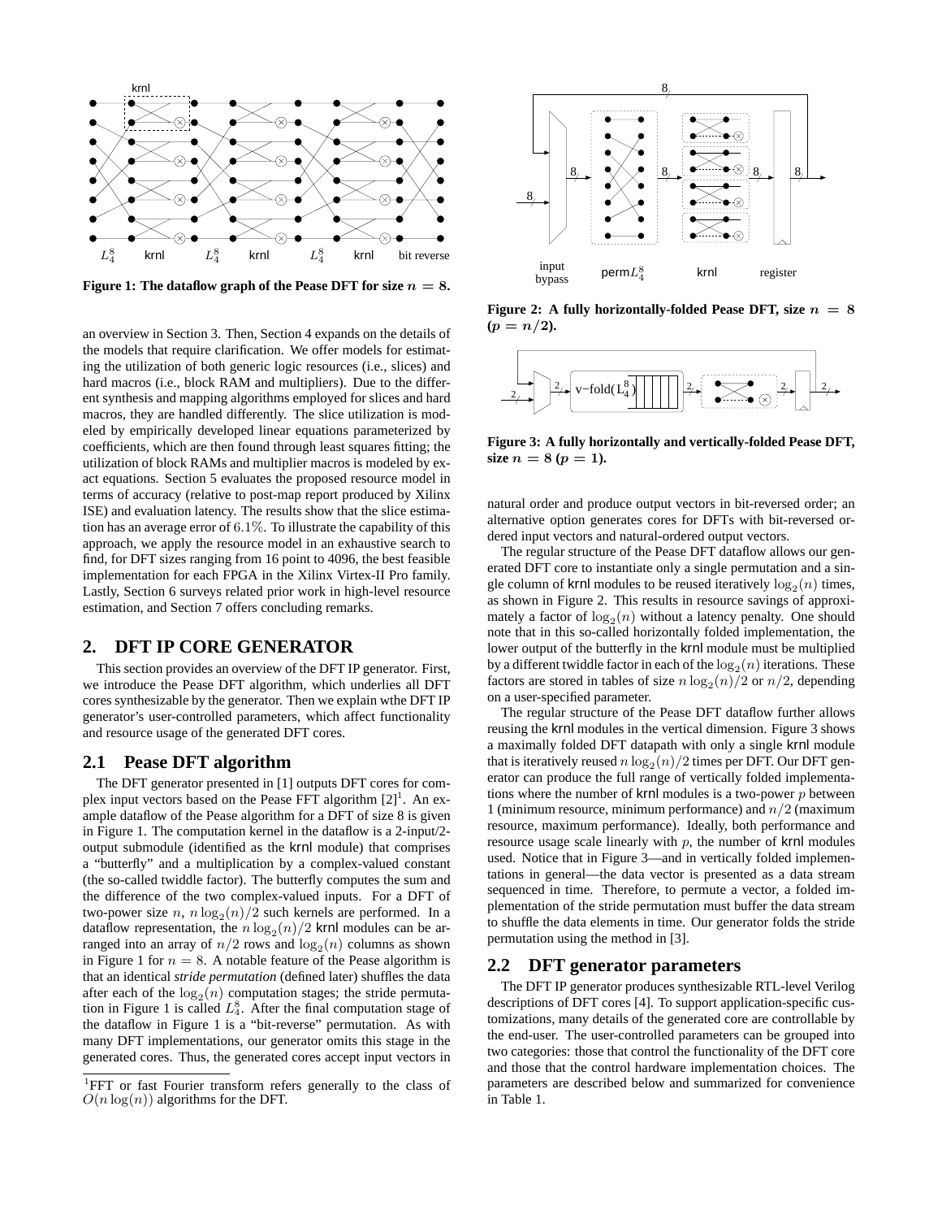Figure 1: The dataflow graph of the Pease DFT for size $n = 8$.

an overview in Section 3. Then, Section 4 expands on the details of the models that require clarification. We offer models for estimating the utilization of both generic logic resources (i.e., slices) and hard macros (i.e., block RAM and multipliers). Due to the different synthesis and mapping algorithms employed for slices and hard macros, they are handled differently. The slice utilization is modeled by empirically developed linear equations parameterized by coefficients, which are then found through least squares fitting; the utilization of block RAMs and multiplier macros is modeled by exact equations. Section 5 evaluates the proposed resource model in terms of accuracy (relative to post-map report produced by Xilinx ISE) and evaluation latency. The results show that the slice estimation has an average error of $6.1\%$. To illustrate the capability of this approach, we apply the resource model in an exhaustive search to find, for DFT sizes ranging from 16 point to 4096, the best feasible implementation for each FPGA in the Xilinx Virtex-II Pro family. Lastly, Section 6 surveys related prior work in high-level resource estimation, and Section 7 offers concluding remarks.

## 2. DFT IP CORE GENERATOR

This section provides an overview of the DFT IP generator. First, we introduce the Pease DFT algorithm, which underlies all DFT cores synthesizable by the generator. Then we explain wthe DFT IP generator's user-controlled parameters, which affect functionality and resource usage of the generated DFT cores.

### 2.1 Pease DFT algorithm

The DFT generator presented in [1] outputs DFT cores for complex input vectors based on the Pease FFT algorithm [2][1]. An example dataflow of the Pease algorithm for a DFT of size 8 is given in Figure 1. The computation kernel in the dataflow is a 2-input/2-output submodule (identified as the krnl module) that comprises a "butterfly" and a multiplication by a complex-valued constant (the so-called twiddle factor). The butterfly computes the sum and the difference of the two complex-valued inputs. For a DFT of two-power size $n$, $n \log_2(n)/2$ such kernels are performed. In a dataflow representation, the $n \log_2(n)/2$ krnl modules can be arranged into an array of $n/2$ rows and $\log_2(n)$ columns as shown in Figure 1 for $n = 8$. A notable feature of the Pease algorithm is that an identical *stride permutation* (defined later) shuffles the data after each of the $\log_2(n)$ computation stages; the stride permutation in Figure 1 is called $L_4^8$. After the final computation stage of the dataflow in Figure 1 is a "bit-reverse" permutation. As with many DFT implementations, our generator omits this stage in the generated cores. Thus, the generated cores accept input vectors in natural order and produce output vectors in bit-reversed order; an alternative option generates cores for DFTs with bit-reversed ordered input vectors and natural-ordered output vectors.

[1]FFT or fast Fourier transform refers generally to the class of $O(n \log(n))$ algorithms for the DFT.

Figure 2: A fully horizontally-folded Pease DFT, size $n = 8$ ($p = n/2$).

Figure 3: A fully horizontally and vertically-folded Pease DFT, size $n = 8$ ($p = 1$).

The regular structure of the Pease DFT dataflow allows our generated DFT core to instantiate only a single permutation and a single column of krnl modules to be reused iteratively $\log_2(n)$ times, as shown in Figure 2. This results in resource savings of approximately a factor of $\log_2(n)$ without a latency penalty. One should note that in this so-called horizontally folded implementation, the lower output of the butterfly in the krnl module must be multiplied by a different twiddle factor in each of the $\log_2(n)$ iterations. These factors are stored in tables of size $n \log_2(n)/2$ or $n/2$, depending on a user-specified parameter.

The regular structure of the Pease DFT dataflow further allows reusing the krnl modules in the vertical dimension. Figure 3 shows a maximally folded DFT datapath with only a single krnl module that is iteratively reused $n \log_2(n)/2$ times per DFT. Our DFT generator can produce the full range of vertically folded implementations where the number of krnl modules is a two-power $p$ between 1 (minimum resource, minimum performance) and $n/2$ (maximum resource, maximum performance). Ideally, both performance and resource usage scale linearly with $p$, the number of krnl modules used. Notice that in Figure 3—and in vertically folded implementations in general—the data vector is presented as a data stream sequenced in time. Therefore, to permute a vector, a folded implementation of the stride permutation must buffer the data stream to shuffle the data elements in time. Our generator folds the stride permutation using the method in [3].

### 2.2 DFT generator parameters

The DFT IP generator produces synthesizable RTL-level Verilog descriptions of DFT cores [4]. To support application-specific customizations, many details of the generated core are controllable by the end-user. The user-controlled parameters can be grouped into two categories: those that control the functionality of the DFT core and those that the control hardware implementation choices. The parameters are described below and summarized for convenience in Table 1.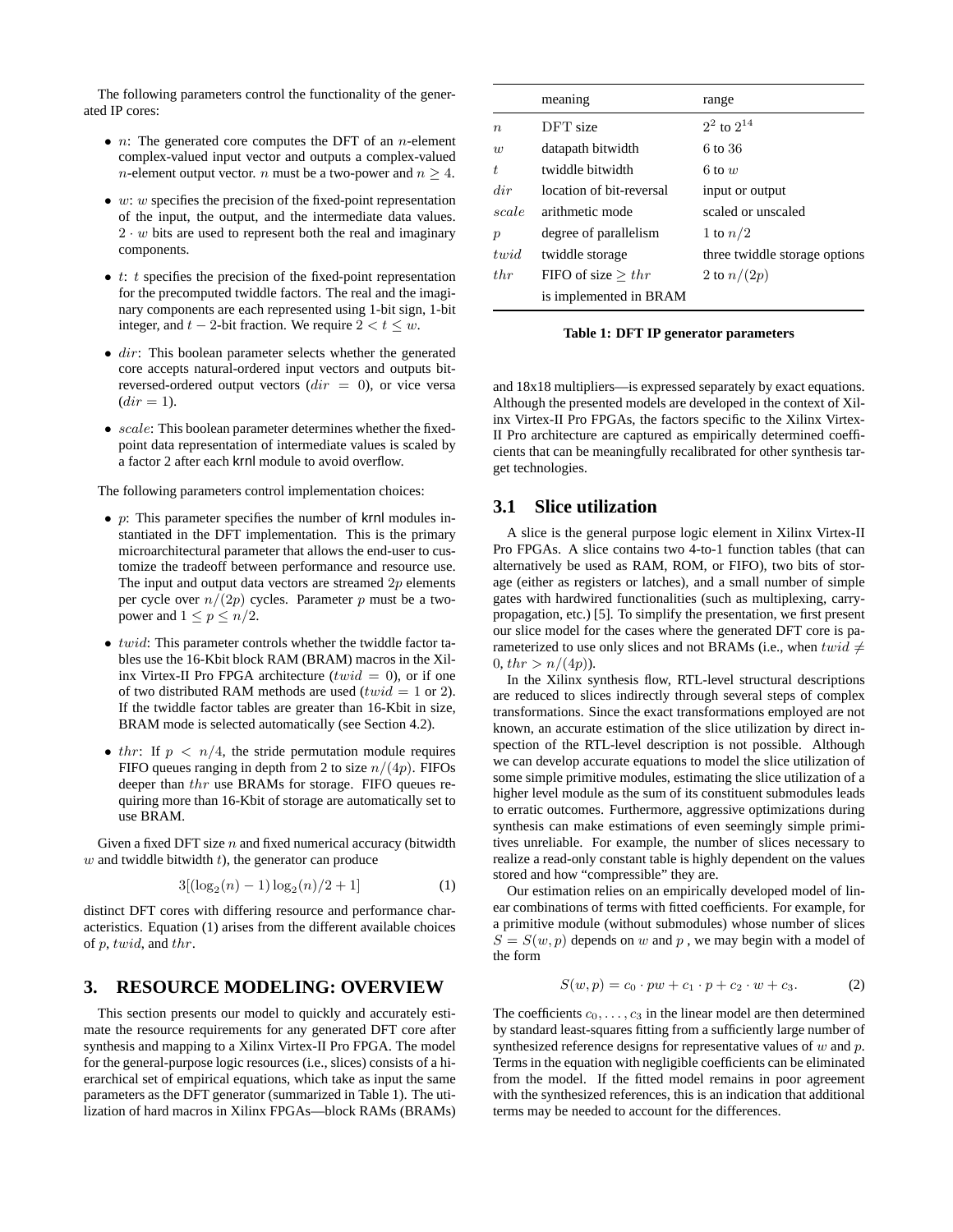The following parameters control the functionality of the generated IP cores:

- $n$: The generated core computes the DFT of an $n$-element complex-valued input vector and outputs a complex-valued $n$-element output vector. $n$ must be a two-power and $n \geq 4$.
- $w$: $w$ specifies the precision of the fixed-point representation of the input, the output, and the intermediate data values. $2 \cdot w$ bits are used to represent both the real and imaginary components.
- $t$: $t$ specifies the precision of the fixed-point representation for the precomputed twiddle factors. The real and the imaginary components are each represented using 1-bit sign, 1-bit integer, and $t-2$-bit fraction. We require $2 < t \leq w$.
- $dir$: This boolean parameter selects whether the generated core accepts natural-ordered input vectors and outputs bit-reversed-ordered output vectors ($dir = 0$), or vice versa ($dir = 1$).
- $scale$: This boolean parameter determines whether the fixed-point data representation of intermediate values is scaled by a factor 2 after each krnl module to avoid overflow.

The following parameters control implementation choices:

- $p$: This parameter specifies the number of krnl modules instantiated in the DFT implementation. This is the primary microarchitectural parameter that allows the end-user to customize the tradeoff between performance and resource use. The input and output data vectors are streamed $2p$ elements per cycle over $n/(2p)$ cycles. Parameter $p$ must be a two-power and $1 \leq p \leq n/2$.
- $twid$: This parameter controls whether the twiddle factor tables use the 16-Kbit block RAM (BRAM) macros in the Xilinx Virtex-II Pro FPGA architecture ($twid = 0$), or if one of two distributed RAM methods are used ($twid = 1$ or 2). If the twiddle factor tables are greater than 16-Kbit in size, BRAM mode is selected automatically (see Section 4.2).
- $thr$: If $p < n/4$, the stride permutation module requires FIFO queues ranging in depth from 2 to size $n/(4p)$. FIFOs deeper than $thr$ use BRAMs for storage. FIFO queues requiring more than 16-Kbit of storage are automatically set to use BRAM.

Given a fixed DFT size $n$ and fixed numerical accuracy (bitwidth $w$ and twiddle bitwidth $t$), the generator can produce

$$3[(\log_2(n) - 1)\log_2(n)/2 + 1] \qquad (1)$$

distinct DFT cores with differing resource and performance characteristics. Equation (1) arises from the different available choices of $p$, $twid$, and $thr$.

| | meaning | range |
|---|---|---|
| $n$ | DFT size | $2^2$ to $2^{14}$ |
| $w$ | datapath bitwidth | 6 to 36 |
| $t$ | twiddle bitwidth | 6 to $w$ |
| $dir$ | location of bit-reversal | input or output |
| $scale$ | arithmetic mode | scaled or unscaled |
| $p$ | degree of parallelism | 1 to $n/2$ |
| $twid$ | twiddle storage | three twiddle storage options |
| $thr$ | FIFO of size $\geq thr$ is implemented in BRAM | 2 to $n/(2p)$ |

**Table 1: DFT IP generator parameters**

## 3. RESOURCE MODELING: OVERVIEW

This section presents our model to quickly and accurately estimate the resource requirements for any generated DFT core after synthesis and mapping to a Xilinx Virtex-II Pro FPGA. The model for the general-purpose logic resources (i.e., slices) consists of a hierarchical set of empirical equations, which take as input the same parameters as the DFT generator (summarized in Table 1). The utilization of hard macros in Xilinx FPGAs—block RAMs (BRAMs) and 18x18 multipliers—is expressed separately by exact equations. Although the presented models are developed in the context of Xilinx Virtex-II Pro FPGAs, the factors specific to the Xilinx Virtex-II Pro architecture are captured as empirically determined coefficients that can be meaningfully recalibrated for other synthesis target technologies.

### 3.1 Slice utilization

A slice is the general purpose logic element in Xilinx Virtex-II Pro FPGAs. A slice contains two 4-to-1 function tables (that can alternatively be used as RAM, ROM, or FIFO), two bits of storage (either as registers or latches), and a small number of simple gates with hardwired functionalities (such as multiplexing, carry-propagation, etc.) [5]. To simplify the presentation, we first present our slice model for the cases where the generated DFT core is parameterized to use only slices and not BRAMs (i.e., when $twid \neq 0, thr > n/(4p)$).

In the Xilinx synthesis flow, RTL-level structural descriptions are reduced to slices indirectly through several steps of complex transformations. Since the exact transformations employed are not known, an accurate estimation of the slice utilization by direct inspection of the RTL-level description is not possible. Although we can develop accurate equations to model the slice utilization of some simple primitive modules, estimating the slice utilization of a higher level module as the sum of its constituent submodules leads to erratic outcomes. Furthermore, aggressive optimizations during synthesis can make estimations of even seemingly simple primitives unreliable. For example, the number of slices necessary to realize a read-only constant table is highly dependent on the values stored and how "compressible" they are.

Our estimation relies on an empirically developed model of linear combinations of terms with fitted coefficients. For example, for a primitive module (without submodules) whose number of slices $S = S(w, p)$ depends on $w$ and $p$, we may begin with a model of the form

$$S(w, p) = c_0 \cdot pw + c_1 \cdot p + c_2 \cdot w + c_3. \qquad (2)$$

The coefficients $c_0, \ldots, c_3$ in the linear model are then determined by standard least-squares fitting from a sufficiently large number of synthesized reference designs for representative values of $w$ and $p$. Terms in the equation with negligible coefficients can be eliminated from the model. If the fitted model remains in poor agreement with the synthesized references, this is an indication that additional terms may be needed to account for the differences.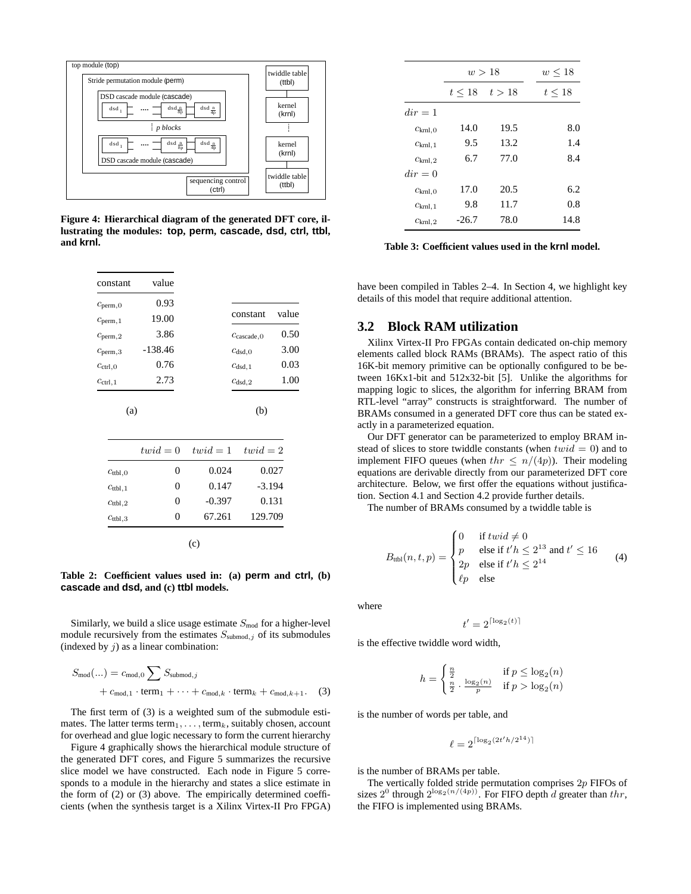Figure 4: Hierarchical diagram of the generated DFT core, illustrating the modules: **top, perm, cascade, dsd, ctrl, ttbl,** and **krnl.**

(a)

| constant | value |
|---|---|
| $c_{\text{perm},0}$ | 0.93 |
| $c_{\text{perm},1}$ | 19.00 |
| $c_{\text{perm},2}$ | 3.86 |
| $c_{\text{perm},3}$ | -138.46 |
| $c_{\text{ctrl},0}$ | 0.76 |
| $c_{\text{ctrl},1}$ | 2.73 |

(b)

| constant | value |
|---|---|
| $c_{\text{cascade},0}$ | 0.50 |
| $c_{\text{dsd},0}$ | 3.00 |
| $c_{\text{dsd},1}$ | 0.03 |
| $c_{\text{dsd},2}$ | 1.00 |

(c)

| | $twid = 0$ | $twid = 1$ | $twid = 2$ |
|---|---|---|---|
| $c_{\text{ttbl},0}$ | 0 | 0.024 | 0.027 |
| $c_{\text{ttbl},1}$ | 0 | 0.147 | -3.194 |
| $c_{\text{ttbl},2}$ | 0 | -0.397 | 0.131 |
| $c_{\text{ttbl},3}$ | 0 | 67.261 | 129.709 |

**Table 2: Coefficient values used in: (a) perm and ctrl, (b) cascade and dsd, and (c) ttbl models.**

Similarly, we build a slice usage estimate $S_{\text{mod}}$ for a higher-level module recursively from the estimates $S_{\text{submod},j}$ of its submodules (indexed by $j$) as a linear combination:

$$S_{\text{mod}}(\ldots) = c_{\text{mod},0} \sum S_{\text{submod},j} + c_{\text{mod},1} \cdot \text{term}_1 + \cdots + c_{\text{mod},k} \cdot \text{term}_k + c_{\text{mod},k+1}. \quad (3)$$

The first term of (3) is a weighted sum of the submodule estimates. The latter terms $\text{term}_1, \ldots, \text{term}_k$, suitably chosen, account for overhead and glue logic necessary to form the current hierarchy

Figure 4 graphically shows the hierarchical module structure of the generated DFT cores, and Figure 5 summarizes the recursive slice model we have constructed. Each node in Figure 5 corresponds to a module in the hierarchy and states a slice estimate in the form of (2) or (3) above. The empirically determined coefficients (when the synthesis target is a Xilinx Virtex-II Pro FPGA) have been compiled in Tables 2–4. In Section 4, we highlight key details of this model that require additional attention.

| | $w > 18$ | | $w \leq 18$ |
|---|---|---|---|
| | $t \leq 18$ | $t > 18$ | $t \leq 18$ |
| $dir = 1$ | | | |
| $c_{\text{krnl},0}$ | 14.0 | 19.5 | 8.0 |
| $c_{\text{krnl},1}$ | 9.5 | 13.2 | 1.4 |
| $c_{\text{krnl},2}$ | 6.7 | 77.0 | 8.4 |
| $dir = 0$ | | | |
| $c_{\text{krnl},0}$ | 17.0 | 20.5 | 6.2 |
| $c_{\text{krnl},1}$ | 9.8 | 11.7 | 0.8 |
| $c_{\text{krnl},2}$ | -26.7 | 78.0 | 14.8 |

**Table 3: Coefficient values used in the krnl model.**

## 3.2 Block RAM utilization

Xilinx Virtex-II Pro FPGAs contain dedicated on-chip memory elements called block RAMs (BRAMs). The aspect ratio of this 16K-bit memory primitive can be optionally configured to be between 16Kx1-bit and 512x32-bit [5]. Unlike the algorithms for mapping logic to slices, the algorithm for inferring BRAM from RTL-level "array" constructs is straightforward. The number of BRAMs consumed in a generated DFT core thus can be stated exactly in a parameterized equation.

Our DFT generator can be parameterized to employ BRAM instead of slices to store twiddle constants (when $twid = 0$) and to implement FIFO queues (when $thr \leq n/(4p)$). Their modeling equations are derivable directly from our parameterized DFT core architecture. Below, we first offer the equations without justification. Section 4.1 and Section 4.2 provide further details.

The number of BRAMs consumed by a twiddle table is

$$B_{\text{ttbl}}(n,t,p) = \begin{cases} 0 & \text{if } twid \neq 0 \\ p & \text{else if } t'h \leq 2^{13} \text{ and } t' \leq 16 \\ 2p & \text{else if } t'h \leq 2^{14} \\ \ell p & \text{else} \end{cases} \quad (4)$$

where

$$t' = 2^{\lceil \log_2(t) \rceil}$$

is the effective twiddle word width,

$$h = \begin{cases} \frac{n}{2} & \text{if } p \leq \log_2(n) \\ \frac{n}{2} \cdot \frac{\log_2(n)}{p} & \text{if } p > \log_2(n) \end{cases}$$

is the number of words per table, and

$$\ell = 2^{\lceil \log_2(2t'h/2^{14}) \rceil}$$

is the number of BRAMs per table.

The vertically folded stride permutation comprises $2p$ FIFOs of sizes $2^0$ through $2^{\log_2(n/(4p))}$. For FIFO depth $d$ greater than $thr$, the FIFO is implemented using BRAMs.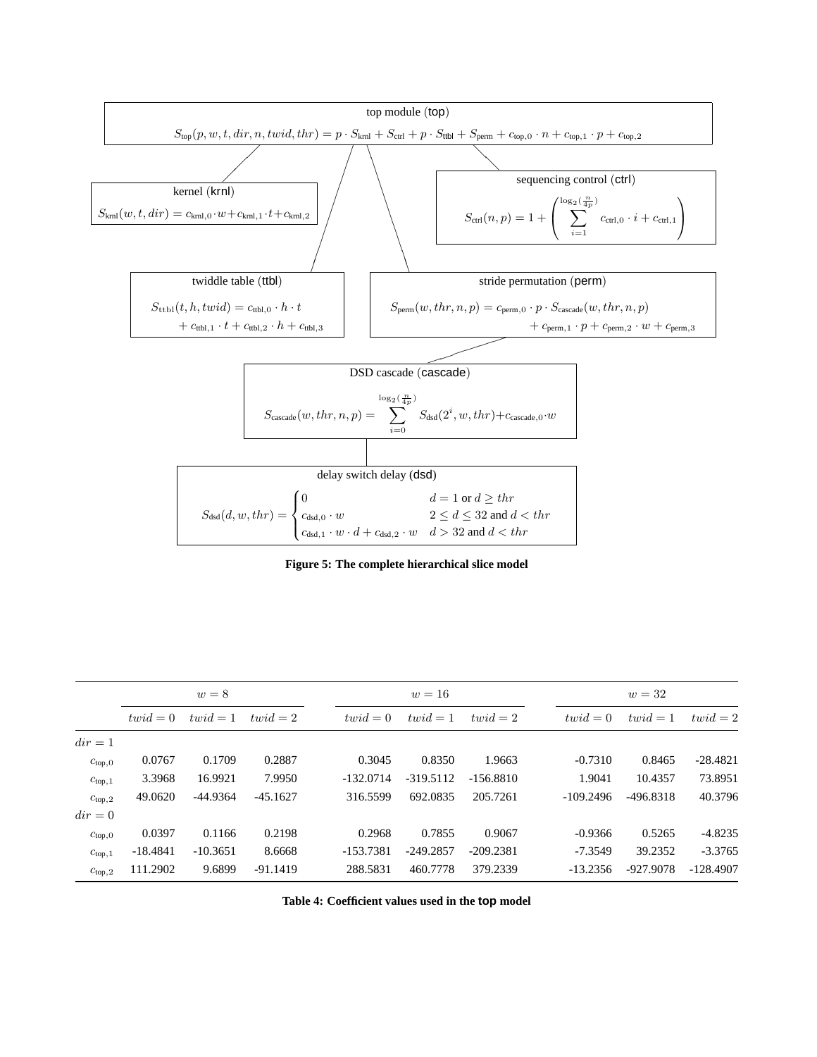**top module (top)**

$$S_{\text{top}}(p, w, t, dir, n, twid, thr) = p \cdot S_{\text{krnl}} + S_{\text{ctrl}} + p \cdot S_{\text{ttbl}} + S_{\text{perm}} + c_{\text{top},0} \cdot n + c_{\text{top},1} \cdot p + c_{\text{top},2}$$

**kernel (krnl)**

$$S_{\text{krnl}}(w, t, dir) = c_{\text{krnl},0} \cdot w + c_{\text{krnl},1} \cdot t + c_{\text{krnl},2}$$

**sequencing control (ctrl)**

$$S_{\text{ctrl}}(n, p) = 1 + \left( \sum_{i=1}^{\log_2(\frac{n}{4p})} c_{\text{ctrl},0} \cdot i + c_{\text{ctrl},1} \right)$$

**twiddle table (ttbl)**

$$S_{\text{ttbl}}(t, h, twid) = c_{\text{ttbl},0} \cdot h \cdot t + c_{\text{ttbl},1} \cdot t + c_{\text{ttbl},2} \cdot h + c_{\text{ttbl},3}$$

**stride permutation (perm)**

$$S_{\text{perm}}(w, thr, n, p) = c_{\text{perm},0} \cdot p \cdot S_{\text{cascade}}(w, thr, n, p) + c_{\text{perm},1} \cdot p + c_{\text{perm},2} \cdot w + c_{\text{perm},3}$$

**DSD cascade (cascade)**

$$S_{\text{cascade}}(w, thr, n, p) = \sum_{i=0}^{\log_2(\frac{n}{4p})} S_{\text{dsd}}(2^i, w, thr) + c_{\text{cascade},0} \cdot w$$

**delay switch delay (dsd)**

$$S_{\text{dsd}}(d, w, thr) = \begin{cases} 0 & d = 1 \text{ or } d \geq thr \\ c_{\text{dsd},0} \cdot w & 2 \leq d \leq 32 \text{ and } d < thr \\ c_{\text{dsd},1} \cdot w \cdot d + c_{\text{dsd},2} \cdot w & d > 32 \text{ and } d < thr \end{cases}$$

**Figure 5: The complete hierarchical slice model**

| | $w = 8$ | | | $w = 16$ | | | $w = 32$ | | |
|---|---|---|---|---|---|---|---|---|---|
| | $twid = 0$ | $twid = 1$ | $twid = 2$ | $twid = 0$ | $twid = 1$ | $twid = 2$ | $twid = 0$ | $twid = 1$ | $twid = 2$ |
| $dir = 1$ | | | | | | | | | |
| $c_{\text{top},0}$ | 0.0767 | 0.1709 | 0.2887 | 0.3045 | 0.8350 | 1.9663 | -0.7310 | 0.8465 | -28.4821 |
| $c_{\text{top},1}$ | 3.3968 | 16.9921 | 7.9950 | -132.0714 | -319.5112 | -156.8810 | 1.9041 | 10.4357 | 73.8951 |
| $c_{\text{top},2}$ | 49.0620 | -44.9364 | -45.1627 | 316.5599 | 692.0835 | 205.7261 | -109.2496 | -496.8318 | 40.3796 |
| $dir = 0$ | | | | | | | | | |
| $c_{\text{top},0}$ | 0.0397 | 0.1166 | 0.2198 | 0.2968 | 0.7855 | 0.9067 | -0.9366 | 0.5265 | -4.8235 |
| $c_{\text{top},1}$ | -18.4841 | -10.3651 | 8.6668 | -153.7381 | -249.2857 | -209.2381 | -7.3549 | 39.2352 | -3.3765 |
| $c_{\text{top},2}$ | 111.2902 | 9.6899 | -91.1419 | 288.5831 | 460.7778 | 379.2339 | -13.2356 | -927.9078 | -128.4907 |

**Table 4: Coefficient values used in the top model**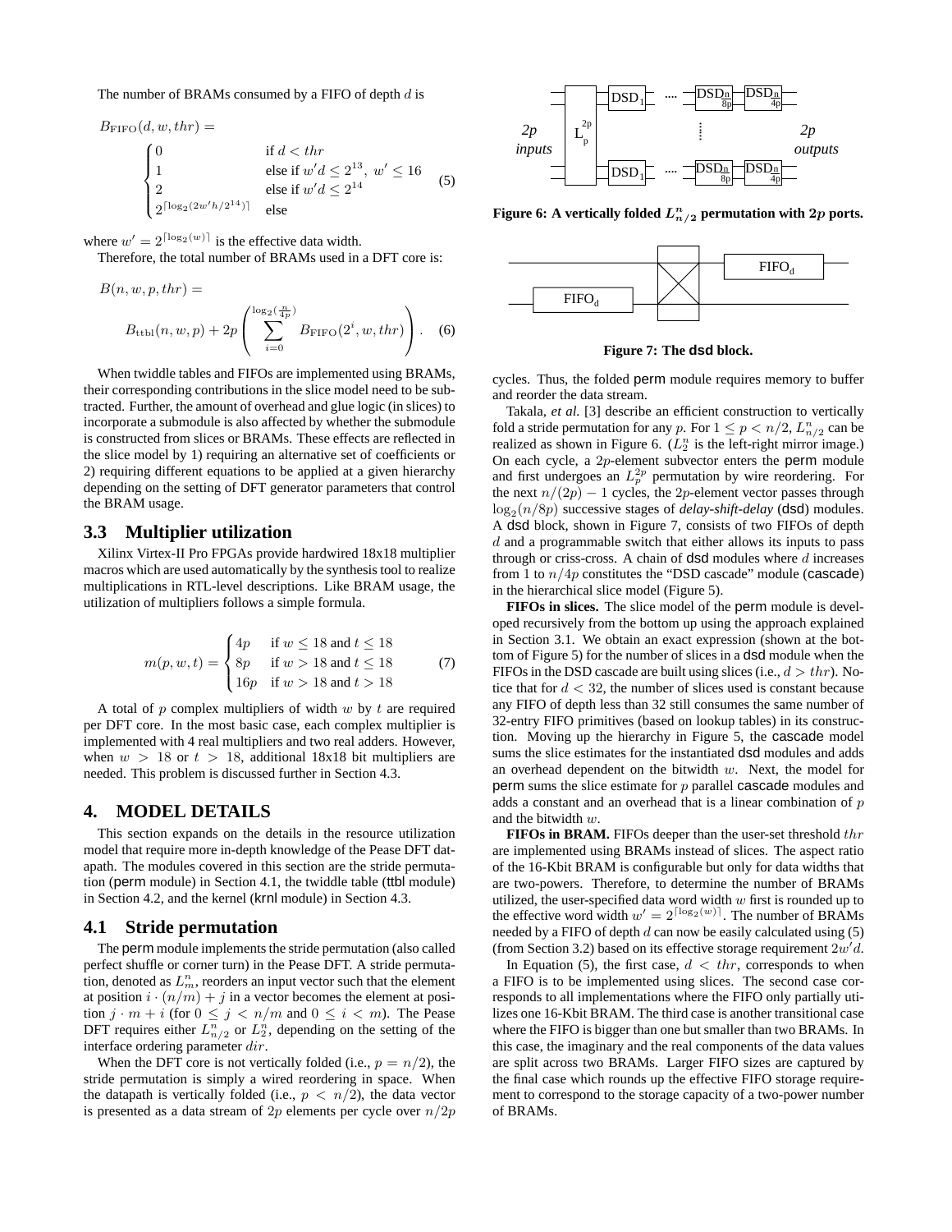The number of BRAMs consumed by a FIFO of depth $d$ is

$$B_{\text{FIFO}}(d, w, thr) = \begin{cases} 0 & \text{if } d < thr \\ 1 & \text{else if } w'd \le 2^{13},\ w' \le 16 \\ 2 & \text{else if } w'd \le 2^{14} \\ 2^{\lceil \log_2(2w'h/2^{14}) \rceil} & \text{else} \end{cases} \quad (5)$$

where $w' = 2^{\lceil \log_2(w) \rceil}$ is the effective data width.

Therefore, the total number of BRAMs used in a DFT core is:

$$B(n, w, p, thr) = B_{\text{ttbl}}(n, w, p) + 2p \left( \sum_{i=0}^{\log_2(\frac{n}{4p})} B_{\text{FIFO}}(2^i, w, thr) \right). \quad (6)$$

When twiddle tables and FIFOs are implemented using BRAMs, their corresponding contributions in the slice model need to be subtracted. Further, the amount of overhead and glue logic (in slices) to incorporate a submodule is also affected by whether the submodule is constructed from slices or BRAMs. These effects are reflected in the slice model by 1) requiring an alternative set of coefficients or 2) requiring different equations to be applied at a given hierarchy depending on the setting of DFT generator parameters that control the BRAM usage.

## 3.3 Multiplier utilization

Xilinx Virtex-II Pro FPGAs provide hardwired 18x18 multiplier macros which are used automatically by the synthesis tool to realize multiplications in RTL-level descriptions. Like BRAM usage, the utilization of multipliers follows a simple formula.

$$m(p, w, t) = \begin{cases} 4p & \text{if } w \le 18 \text{ and } t \le 18 \\ 8p & \text{if } w > 18 \text{ and } t \le 18 \\ 16p & \text{if } w > 18 \text{ and } t > 18 \end{cases} \quad (7)$$

A total of $p$ complex multipliers of width $w$ by $t$ are required per DFT core. In the most basic case, each complex multiplier is implemented with 4 real multipliers and two real adders. However, when $w > 18$ or $t > 18$, additional 18x18 bit multipliers are needed. This problem is discussed further in Section 4.3.

# 4. MODEL DETAILS

This section expands on the details in the resource utilization model that require more in-depth knowledge of the Pease DFT datapath. The modules covered in this section are the stride permutation (perm module) in Section 4.1, the twiddle table (ttbl module) in Section 4.2, and the kernel (krnl module) in Section 4.3.

## 4.1 Stride permutation

The perm module implements the stride permutation (also called perfect shuffle or corner turn) in the Pease DFT. A stride permutation, denoted as $L_m^n$, reorders an input vector such that the element at position $i \cdot (n/m) + j$ in a vector becomes the element at position $j \cdot m + i$ (for $0 \le j < n/m$ and $0 \le i < m$). The Pease DFT requires either $L_{n/2}^n$ or $L_2^n$, depending on the setting of the interface ordering parameter $dir$.

When the DFT core is not vertically folded (i.e., $p = n/2$), the stride permutation is simply a wired reordering in space. When the datapath is vertically folded (i.e., $p < n/2$), the data vector is presented as a data stream of $2p$ elements per cycle over $n/2p$ cycles. Thus, the folded perm module requires memory to buffer and reorder the data stream.

**Figure 6: A vertically folded $L_{n/2}^n$ permutation with $2p$ ports.**

**Figure 7: The dsd block.**

Takala, *et al.* [3] describe an efficient construction to vertically fold a stride permutation for any $p$. For $1 \le p < n/2$, $L_{n/2}^n$ can be realized as shown in Figure 6. ($L_2^n$ is the left-right mirror image.) On each cycle, a $2p$-element subvector enters the perm module and first undergoes an $L_p^{2p}$ permutation by wire reordering. For the next $n/(2p) - 1$ cycles, the $2p$-element vector passes through $\log_2(n/8p)$ successive stages of *delay-shift-delay* (dsd) modules. A dsd block, shown in Figure 7, consists of two FIFOs of depth $d$ and a programmable switch that either allows its inputs to pass through or criss-cross. A chain of dsd modules where $d$ increases from 1 to $n/4p$ constitutes the "DSD cascade" module (cascade) in the hierarchical slice model (Figure 5).

**FIFOs in slices.** The slice model of the perm module is developed recursively from the bottom up using the approach explained in Section 3.1. We obtain an exact expression (shown at the bottom of Figure 5) for the number of slices in a dsd module when the FIFOs in the DSD cascade are built using slices (i.e., $d > thr$). Notice that for $d < 32$, the number of slices used is constant because any FIFO of depth less than 32 still consumes the same number of 32-entry FIFO primitives (based on lookup tables) in its construction. Moving up the hierarchy in Figure 5, the cascade model sums the slice estimates for the instantiated dsd modules and adds an overhead dependent on the bitwidth $w$. Next, the model for perm sums the slice estimate for $p$ parallel cascade modules and adds a constant and an overhead that is a linear combination of $p$ and the bitwidth $w$.

**FIFOs in BRAM.** FIFOs deeper than the user-set threshold $thr$ are implemented using BRAMs instead of slices. The aspect ratio of the 16-Kbit BRAM is configurable but only for data widths that are two-powers. Therefore, to determine the number of BRAMs utilized, the user-specified data word width $w$ first is rounded up to the effective word width $w' = 2^{\lceil \log_2(w) \rceil}$. The number of BRAMs needed by a FIFO of depth $d$ can now be easily calculated using (5) (from Section 3.2) based on its effective storage requirement $2w'd$.

In Equation (5), the first case, $d < thr$, corresponds to when a FIFO is to be implemented using slices. The second case corresponds to all implementations where the FIFO only partially utilizes one 16-Kbit BRAM. The third case is another transitional case where the FIFO is bigger than one but smaller than two BRAMs. In this case, the imaginary and the real components of the data values are split across two BRAMs. Larger FIFO sizes are captured by the final case which rounds up the effective FIFO storage requirement to correspond to the storage capacity of a two-power number of BRAMs.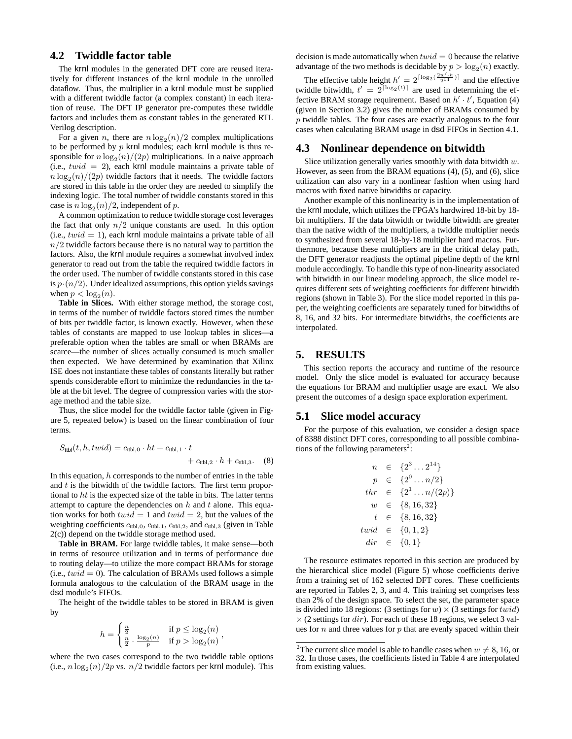### 4.2 Twiddle factor table

The krnl modules in the generated DFT core are reused iteratively for different instances of the krnl module in the unrolled dataflow. Thus, the multiplier in a krnl module must be supplied with a different twiddle factor (a complex constant) in each iteration of reuse. The DFT IP generator pre-computes these twiddle factors and includes them as constant tables in the generated RTL Verilog description.

For a given $n$, there are $n\log_2(n)/2$ complex multiplications to be performed by $p$ krnl modules; each krnl module is thus responsible for $n\log_2(n)/(2p)$ multiplications. In a naive approach (i.e., $twid = 2$), each krnl module maintains a private table of $n\log_2(n)/(2p)$ twiddle factors that it needs. The twiddle factors are stored in this table in the order they are needed to simplify the indexing logic. The total number of twiddle constants stored in this case is $n\log_2(n)/2$, independent of $p$.

A common optimization to reduce twiddle storage cost leverages the fact that only $n/2$ unique constants are used. In this option (i.e., $twid = 1$), each krnl module maintains a private table of all $n/2$ twiddle factors because there is no natural way to partition the factors. Also, the krnl module requires a somewhat involved index generator to read out from the table the required twiddle factors in the order used. The number of twiddle constants stored in this case is $p\cdot(n/2)$. Under idealized assumptions, this option yields savings when $p < \log_2(n)$.

**Table in Slices.** With either storage method, the storage cost, in terms of the number of twiddle factors stored times the number of bits per twiddle factor, is known exactly. However, when these tables of constants are mapped to use lookup tables in slices—a preferable option when the tables are small or when BRAMs are scarce—the number of slices actually consumed is much smaller then expected. We have determined by examination that Xilinx ISE does not instantiate these tables of constants literally but rather spends considerable effort to minimize the redundancies in the table at the bit level. The degree of compression varies with the storage method and the table size.

Thus, the slice model for the twiddle factor table (given in Figure 5, repeated below) is based on the linear combination of four terms.

$$S_{\text{ttbl}}(t, h, twid) = c_{\text{ttbl},0}\cdot ht + c_{\text{ttbl},1}\cdot t + c_{\text{ttbl},2}\cdot h + c_{\text{ttbl},3}. \quad (8)$$

In this equation, $h$ corresponds to the number of entries in the table and $t$ is the bitwidth of the twiddle factors. The first term proportional to $ht$ is the expected size of the table in bits. The latter terms attempt to capture the dependencies on $h$ and $t$ alone. This equation works for both $twid = 1$ and $twid = 2$, but the values of the weighting coefficients $c_{\text{ttbl},0}$, $c_{\text{ttbl},1}$, $c_{\text{ttbl},2}$, and $c_{\text{ttbl},3}$ (given in Table 2(c)) depend on the twiddle storage method used.

**Table in BRAM.** For large twiddle tables, it make sense—both in terms of resource utilization and in terms of performance due to routing delay—to utilize the more compact BRAMs for storage (i.e., $twid = 0$). The calculation of BRAMs used follows a simple formula analogous to the calculation of the BRAM usage in the dsd module's FIFOs.

The height of the twiddle tables to be stored in BRAM is given by

$$h = \begin{cases} \frac{n}{2} & \text{if } p \le \log_2(n) \\ \frac{n}{2}\cdot\frac{\log_2(n)}{p} & \text{if } p > \log_2(n) \end{cases},$$

where the two cases correspond to the two twiddle table options (i.e., $n\log_2(n)/2p$ vs. $n/2$ twiddle factors per krnl module). This decision is made automatically when $twid = 0$ because the relative advantage of the two methods is decidable by $p > \log_2(n)$ exactly.

The effective table height $h' = 2^{\lceil \log_2(\frac{2w'\cdot h}{2^{14}})\rceil}$ and the effective twiddle bitwidth, $t' = 2^{\lceil \log_2(t)\rceil}$ are used in determining the effective BRAM storage requirement. Based on $h'\cdot t'$, Equation (4) (given in Section 3.2) gives the number of BRAMs consumed by $p$ twiddle tables. The four cases are exactly analogous to the four cases when calculating BRAM usage in dsd FIFOs in Section 4.1.

### 4.3 Nonlinear dependence on bitwidth

Slice utilization generally varies smoothly with data bitwidth $w$. However, as seen from the BRAM equations (4), (5), and (6), slice utilization can also vary in a nonlinear fashion when using hard macros with fixed native bitwidths or capacity.

Another example of this nonlinearity is in the implementation of the krnl module, which utilizes the FPGA's hardwired 18-bit by 18-bit multipliers. If the data bitwidth or twiddle bitwidth are greater than the native width of the multipliers, a twiddle multiplier needs to synthesized from several 18-by-18 multiplier hard macros. Furthermore, because these multipliers are in the critical delay path, the DFT generator readjusts the optimal pipeline depth of the krnl module accordingly. To handle this type of non-linearity associated with bitwidth in our linear modeling approach, the slice model requires different sets of weighting coefficients for different bitwidth regions (shown in Table 3). For the slice model reported in this paper, the weighting coefficients are separately tuned for bitwidths of 8, 16, and 32 bits. For intermediate bitwidths, the coefficients are interpolated.

## 5. RESULTS

This section reports the accuracy and runtime of the resource model. Only the slice model is evaluated for accuracy because the equations for BRAM and multiplier usage are exact. We also present the outcomes of a design space exploration experiment.

### 5.1 Slice model accuracy

For the purpose of this evaluation, we consider a design space of 8388 distinct DFT cores, corresponding to all possible combinations of the following parameters[2]:

$$\begin{aligned} n &\in \{2^3 \ldots 2^{14}\} \\ p &\in \{2^0 \ldots n/2\} \\ thr &\in \{2^1 \ldots n/(2p)\} \\ w &\in \{8, 16, 32\} \\ t &\in \{8, 16, 32\} \\ twid &\in \{0, 1, 2\} \\ dir &\in \{0, 1\} \end{aligned}$$

The resource estimates reported in this section are produced by the hierarchical slice model (Figure 5) whose coefficients derive from a training set of 162 selected DFT cores. These coefficients are reported in Tables 2, 3, and 4. This training set comprises less than 2% of the design space. To select the set, the parameter space is divided into 18 regions: (3 settings for $w$) × (3 settings for $twid$) × (2 settings for $dir$). For each of these 18 regions, we select 3 values for $n$ and three values for $p$ that are evenly spaced within their

[2] The current slice model is able to handle cases when $w \neq 8, 16$, or 32. In those cases, the coefficients listed in Table 4 are interpolated from existing values.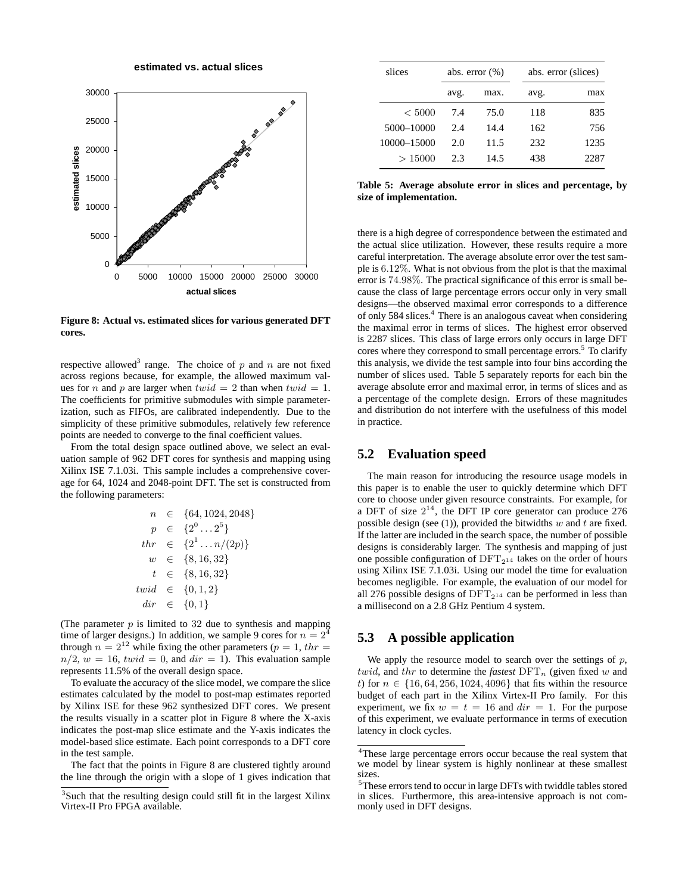**Figure 8: Actual vs. estimated slices for various generated DFT cores.**

respective allowed[3] range. The choice of $p$ and $n$ are not fixed across regions because, for example, the allowed maximum values for $n$ and $p$ are larger when $twid = 2$ than when $twid = 1$. The coefficients for primitive submodules with simple parameterization, such as FIFOs, are calibrated independently. Due to the simplicity of these primitive submodules, relatively few reference points are needed to converge to the final coefficient values.

From the total design space outlined above, we select an evaluation sample of 962 DFT cores for synthesis and mapping using Xilinx ISE 7.1.03i. This sample includes a comprehensive coverage for 64, 1024 and 2048-point DFT. The set is constructed from the following parameters:

$$
\begin{aligned}
n &\in \{64, 1024, 2048\} \\
p &\in \{2^0 \dots 2^5\} \\
thr &\in \{2^1 \dots n/(2p)\} \\
w &\in \{8, 16, 32\} \\
t &\in \{8, 16, 32\} \\
twid &\in \{0, 1, 2\} \\
dir &\in \{0, 1\}
\end{aligned}
$$

(The parameter $p$ is limited to 32 due to synthesis and mapping time of larger designs.) In addition, we sample 9 cores for $n = 2^4$ through $n = 2^{12}$ while fixing the other parameters ($p = 1$, $thr = n/2$, $w = 16$, $twid = 0$, and $dir = 1$). This evaluation sample represents 11.5% of the overall design space.

To evaluate the accuracy of the slice model, we compare the slice estimates calculated by the model to post-map estimates reported by Xilinx ISE for these 962 synthesized DFT cores. We present the results visually in a scatter plot in Figure 8 where the X-axis indicates the post-map slice estimate and the Y-axis indicates the model-based slice estimate. Each point corresponds to a DFT core in the test sample.

The fact that the points in Figure 8 are clustered tightly around the line through the origin with a slope of 1 gives indication that there is a high degree of correspondence between the estimated and the actual slice utilization. However, these results require a more careful interpretation. The average absolute error over the test sample is $6.12\%$. What is not obvious from the plot is that the maximal error is $74.98\%$. The practical significance of this error is small because the class of large percentage errors occur only in very small designs—the observed maximal error corresponds to a difference of only 584 slices.[4] There is an analogous caveat when considering the maximal error in terms of slices. The highest error observed is 2287 slices. This class of large errors only occurs in large DFT cores where they correspond to small percentage errors.[5] To clarify this analysis, we divide the test sample into four bins according the number of slices used. Table 5 separately reports for each bin the average absolute error and maximal error, in terms of slices and as a percentage of the complete design. Errors of these magnitudes and distribution do not interfere with the usefulness of this model in practice.

| slices | abs. error (%) | | abs. error (slices) | |
|---|---|---|---|---|
| | avg. | max. | avg. | max |
| $< 5000$ | 7.4 | 75.0 | 118 | 835 |
| 5000–10000 | 2.4 | 14.4 | 162 | 756 |
| 10000–15000 | 2.0 | 11.5 | 232 | 1235 |
| $> 15000$ | 2.3 | 14.5 | 438 | 2287 |

**Table 5: Average absolute error in slices and percentage, by size of implementation.**

## 5.2 Evaluation speed

The main reason for introducing the resource usage models in this paper is to enable the user to quickly determine which DFT core to choose under given resource constraints. For example, for a DFT of size $2^{14}$, the DFT IP core generator can produce 276 possible design (see (1)), provided the bitwidths $w$ and $t$ are fixed. If the latter are included in the search space, the number of possible designs is considerably larger. The synthesis and mapping of just one possible configuration of $\mathrm{DFT}_{2^{14}}$ takes on the order of hours using Xilinx ISE 7.1.03i. Using our model the time for evaluation becomes negligible. For example, the evaluation of our model for all 276 possible designs of $\mathrm{DFT}_{2^{14}}$ can be performed in less than a millisecond on a 2.8 GHz Pentium 4 system.

## 5.3 A possible application

We apply the resource model to search over the settings of $p$, $twid$, and $thr$ to determine the *fastest* $\mathrm{DFT}_n$ (given fixed $w$ and $t$) for $n \in \{16, 64, 256, 1024, 4096\}$ that fits within the resource budget of each part in the Xilinx Virtex-II Pro family. For this experiment, we fix $w = t = 16$ and $dir = 1$. For the purpose of this experiment, we evaluate performance in terms of execution latency in clock cycles.

[3] Such that the resulting design could still fit in the largest Xilinx Virtex-II Pro FPGA available.

[4] These large percentage errors occur because the real system that we model by linear system is highly nonlinear at these smallest sizes.

[5] These errors tend to occur in large DFTs with twiddle tables stored in slices. Furthermore, this area-intensive approach is not commonly used in DFT designs.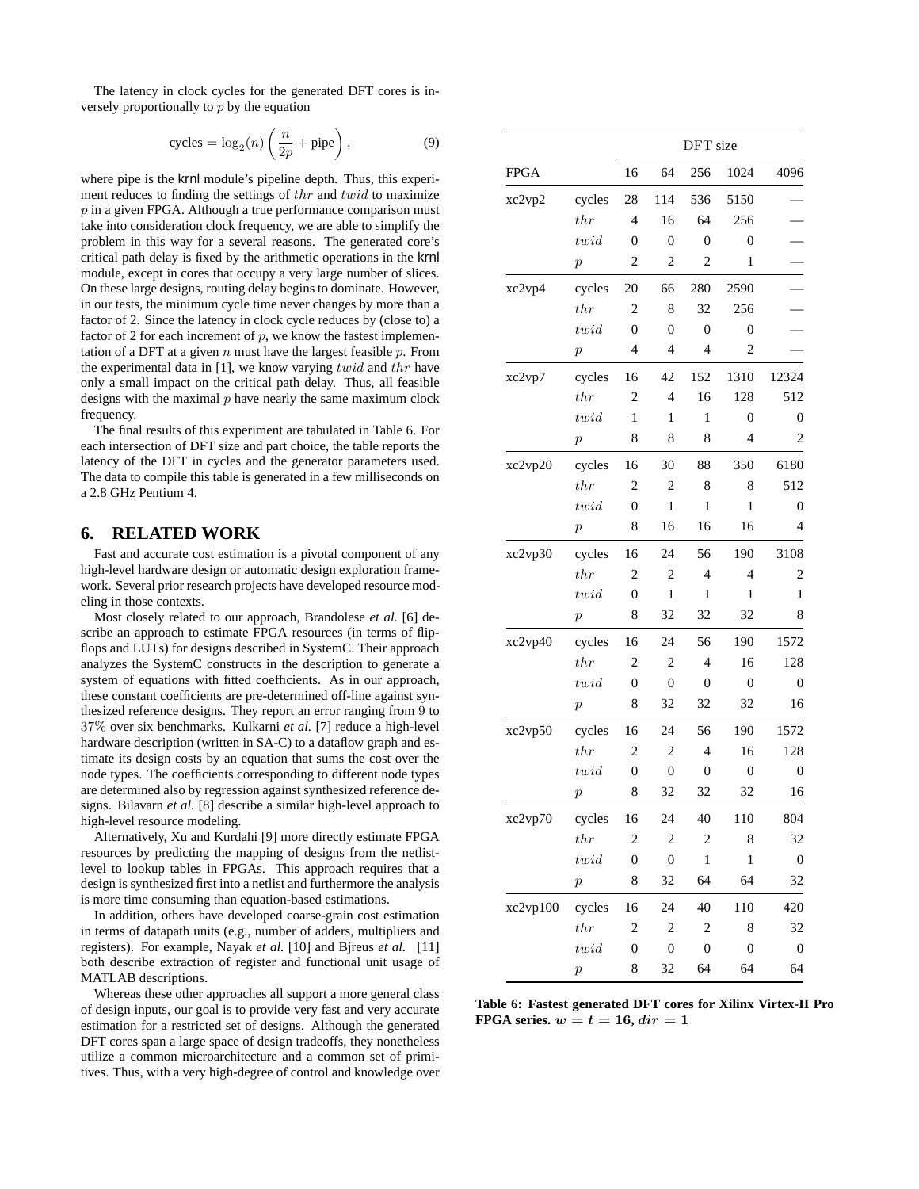The latency in clock cycles for the generated DFT cores is inversely proportionally to $p$ by the equation

$$\text{cycles} = \log_2(n)\left(\frac{n}{2p} + \text{pipe}\right), \tag{9}$$

where pipe is the krnl module's pipeline depth. Thus, this experiment reduces to finding the settings of $thr$ and $twid$ to maximize $p$ in a given FPGA. Although a true performance comparison must take into consideration clock frequency, we are able to simplify the problem in this way for a several reasons. The generated core's critical path delay is fixed by the arithmetic operations in the krnl module, except in cores that occupy a very large number of slices. On these large designs, routing delay begins to dominate. However, in our tests, the minimum cycle time never changes by more than a factor of 2. Since the latency in clock cycle reduces by (close to) a factor of 2 for each increment of $p$, we know the fastest implementation of a DFT at a given $n$ must have the largest feasible $p$. From the experimental data in [1], we know varying $twid$ and $thr$ have only a small impact on the critical path delay. Thus, all feasible designs with the maximal $p$ have nearly the same maximum clock frequency.

The final results of this experiment are tabulated in Table 6. For each intersection of DFT size and part choice, the table reports the latency of the DFT in cycles and the generator parameters used. The data to compile this table is generated in a few milliseconds on a 2.8 GHz Pentium 4.

| | | DFT size | | | | |
|---|---|---|---|---|---|---|
| FPGA | | 16 | 64 | 256 | 1024 | 4096 |
| xc2vp2 | cycles | 28 | 114 | 536 | 5150 | — |
| | $thr$ | 4 | 16 | 64 | 256 | — |
| | $twid$ | 0 | 0 | 0 | 0 | — |
| | $p$ | 2 | 2 | 2 | 1 | — |
| xc2vp4 | cycles | 20 | 66 | 280 | 2590 | — |
| | $thr$ | 2 | 8 | 32 | 256 | — |
| | $twid$ | 0 | 0 | 0 | 0 | — |
| | $p$ | 4 | 4 | 4 | 2 | — |
| xc2vp7 | cycles | 16 | 42 | 152 | 1310 | 12324 |
| | $thr$ | 2 | 4 | 16 | 128 | 512 |
| | $twid$ | 1 | 1 | 1 | 0 | 0 |
| | $p$ | 8 | 8 | 8 | 4 | 2 |
| xc2vp20 | cycles | 16 | 30 | 88 | 350 | 6180 |
| | $thr$ | 2 | 2 | 8 | 8 | 512 |
| | $twid$ | 0 | 1 | 1 | 1 | 0 |
| | $p$ | 8 | 16 | 16 | 16 | 4 |
| xc2vp30 | cycles | 16 | 24 | 56 | 190 | 3108 |
| | $thr$ | 2 | 2 | 4 | 4 | 2 |
| | $twid$ | 0 | 1 | 1 | 1 | 1 |
| | $p$ | 8 | 32 | 32 | 32 | 8 |
| xc2vp40 | cycles | 16 | 24 | 56 | 190 | 1572 |
| | $thr$ | 2 | 2 | 4 | 16 | 128 |
| | $twid$ | 0 | 0 | 0 | 0 | 0 |
| | $p$ | 8 | 32 | 32 | 32 | 16 |
| xc2vp50 | cycles | 16 | 24 | 56 | 190 | 1572 |
| | $thr$ | 2 | 2 | 4 | 16 | 128 |
| | $twid$ | 0 | 0 | 0 | 0 | 0 |
| | $p$ | 8 | 32 | 32 | 32 | 16 |
| xc2vp70 | cycles | 16 | 24 | 40 | 110 | 804 |
| | $thr$ | 2 | 2 | 2 | 8 | 32 |
| | $twid$ | 0 | 0 | 1 | 1 | 0 |
| | $p$ | 8 | 32 | 64 | 64 | 32 |
| xc2vp100 | cycles | 16 | 24 | 40 | 110 | 420 |
| | $thr$ | 2 | 2 | 2 | 8 | 32 |
| | $twid$ | 0 | 0 | 0 | 0 | 0 |
| | $p$ | 8 | 32 | 64 | 64 | 64 |

**Table 6: Fastest generated DFT cores for Xilinx Virtex-II Pro FPGA series. $w = t = 16, dir = 1$**

## 6. RELATED WORK

Fast and accurate cost estimation is a pivotal component of any high-level hardware design or automatic design exploration framework. Several prior research projects have developed resource modeling in those contexts.

Most closely related to our approach, Brandolese *et al.* [6] describe an approach to estimate FPGA resources (in terms of flip-flops and LUTs) for designs described in SystemC. Their approach analyzes the SystemC constructs in the description to generate a system of equations with fitted coefficients. As in our approach, these constant coefficients are pre-determined off-line against synthesized reference designs. They report an error ranging from $9$ to $37\%$ over six benchmarks. Kulkarni *et al.* [7] reduce a high-level hardware description (written in SA-C) to a dataflow graph and estimate its design costs by an equation that sums the cost over the node types. The coefficients corresponding to different node types are determined also by regression against synthesized reference designs. Bilavarn *et al.* [8] describe a similar high-level approach to high-level resource modeling.

Alternatively, Xu and Kurdahi [9] more directly estimate FPGA resources by predicting the mapping of designs from the netlist-level to lookup tables in FPGAs. This approach requires that a design is synthesized first into a netlist and furthermore the analysis is more time consuming than equation-based estimations.

In addition, others have developed coarse-grain cost estimation in terms of datapath units (e.g., number of adders, multipliers and registers). For example, Nayak *et al.* [10] and Bjreus *et al.* [11] both describe extraction of register and functional unit usage of MATLAB descriptions.

Whereas these other approaches all support a more general class of design inputs, our goal is to provide very fast and very accurate estimation for a restricted set of designs. Although the generated DFT cores span a large space of design tradeoffs, they nonetheless utilize a common microarchitecture and a common set of primitives. Thus, with a very high-degree of control and knowledge over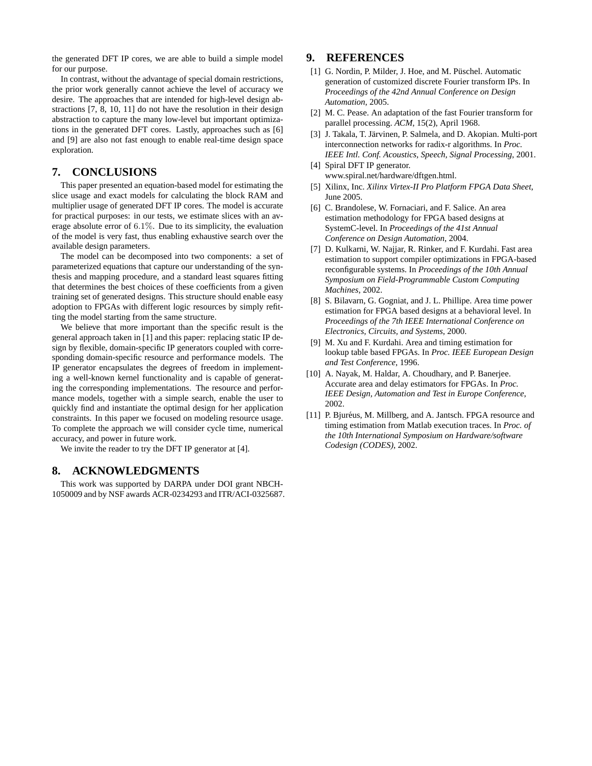the generated DFT IP cores, we are able to build a simple model for our purpose.

In contrast, without the advantage of special domain restrictions, the prior work generally cannot achieve the level of accuracy we desire. The approaches that are intended for high-level design abstractions [7, 8, 10, 11] do not have the resolution in their design abstraction to capture the many low-level but important optimizations in the generated DFT cores. Lastly, approaches such as [6] and [9] are also not fast enough to enable real-time design space exploration.

## 7. CONCLUSIONS

This paper presented an equation-based model for estimating the slice usage and exact models for calculating the block RAM and multiplier usage of generated DFT IP cores. The model is accurate for practical purposes: in our tests, we estimate slices with an average absolute error of $6.1\%$. Due to its simplicity, the evaluation of the model is very fast, thus enabling exhaustive search over the available design parameters.

The model can be decomposed into two components: a set of parameterized equations that capture our understanding of the synthesis and mapping procedure, and a standard least squares fitting that determines the best choices of these coefficients from a given training set of generated designs. This structure should enable easy adoption to FPGAs with different logic resources by simply refitting the model starting from the same structure.

We believe that more important than the specific result is the general approach taken in [1] and this paper: replacing static IP design by flexible, domain-specific IP generators coupled with corresponding domain-specific resource and performance models. The IP generator encapsulates the degrees of freedom in implementing a well-known kernel functionality and is capable of generating the corresponding implementations. The resource and performance models, together with a simple search, enable the user to quickly find and instantiate the optimal design for her application constraints. In this paper we focused on modeling resource usage. To complete the approach we will consider cycle time, numerical accuracy, and power in future work.

We invite the reader to try the DFT IP generator at [4].

## 8. ACKNOWLEDGMENTS

This work was supported by DARPA under DOI grant NBCH-1050009 and by NSF awards ACR-0234293 and ITR/ACI-0325687.

## 9. REFERENCES

[1] G. Nordin, P. Milder, J. Hoe, and M. Püschel. Automatic generation of customized discrete Fourier transform IPs. In *Proceedings of the 42nd Annual Conference on Design Automation*, 2005.

[2] M. C. Pease. An adaptation of the fast Fourier transform for parallel processing. *ACM*, 15(2), April 1968.

[3] J. Takala, T. Järvinen, P. Salmela, and D. Akopian. Multi-port interconnection networks for radix-r algorithms. In *Proc. IEEE Intl. Conf. Acoustics, Speech, Signal Processing*, 2001.

[4] Spiral DFT IP generator. www.spiral.net/hardware/dftgen.html.

[5] Xilinx, Inc. *Xilinx Virtex-II Pro Platform FPGA Data Sheet*, June 2005.

[6] C. Brandolese, W. Fornaciari, and F. Salice. An area estimation methodology for FPGA based designs at SystemC-level. In *Proceedings of the 41st Annual Conference on Design Automation*, 2004.

[7] D. Kulkarni, W. Najjar, R. Rinker, and F. Kurdahi. Fast area estimation to support compiler optimizations in FPGA-based reconfigurable systems. In *Proceedings of the 10th Annual Symposium on Field-Programmable Custom Computing Machines*, 2002.

[8] S. Bilavarn, G. Gogniat, and J. L. Phillipe. Area time power estimation for FPGA based designs at a behavioral level. In *Proceedings of the 7th IEEE International Conference on Electronics, Circuits, and Systems*, 2000.

[9] M. Xu and F. Kurdahi. Area and timing estimation for lookup table based FPGAs. In *Proc. IEEE European Design and Test Conference*, 1996.

[10] A. Nayak, M. Haldar, A. Choudhary, and P. Banerjee. Accurate area and delay estimators for FPGAs. In *Proc. IEEE Design, Automation and Test in Europe Conference*, 2002.

[11] P. Bjuréus, M. Millberg, and A. Jantsch. FPGA resource and timing estimation from Matlab execution traces. In *Proc. of the 10th International Symposium on Hardware/software Codesign (CODES)*, 2002.